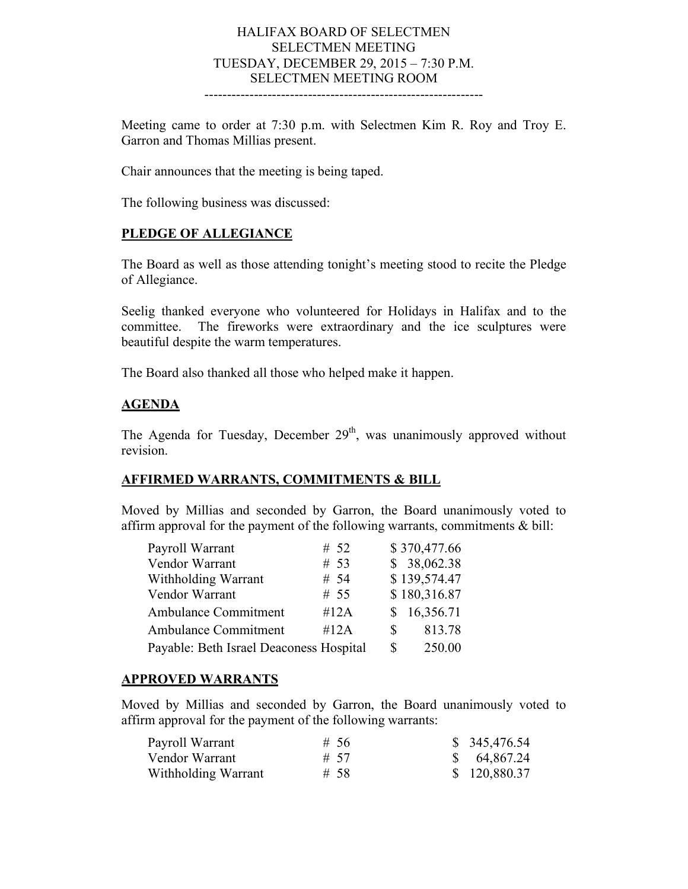# HALIFAX BOARD OF SELECTMEN
## SELECTMEN MEETING
## TUESDAY, DECEMBER 29, 2015 – 7:30 P.M.
## SELECTMEN MEETING ROOM

---

Meeting came to order at 7:30 p.m. with Selectmen Kim R. Roy and Troy E. Garron and Thomas Millias present.

Chair announces that the meeting is being taped.

The following business was discussed:

**PLEDGE OF ALLEGIANCE**

The Board as well as those attending tonight's meeting stood to recite the Pledge of Allegiance.

Seelig thanked everyone who volunteered for Holidays in Halifax and to the committee. The fireworks were extraordinary and the ice sculptures were beautiful despite the warm temperatures.

The Board also thanked all those who helped make it happen.

**AGENDA**

The Agenda for Tuesday, December 29th, was unanimously approved without revision.

**AFFIRMED WARRANTS, COMMITMENTS & BILL**

Moved by Millias and seconded by Garron, the Board unanimously voted to affirm approval for the payment of the following warrants, commitments & bill:

| | | |
|---|---|---|
| Payroll Warrant | # 52 | $ 370,477.66 |
| Vendor Warrant | # 53 | $ 38,062.38 |
| Withholding Warrant | # 54 | $ 139,574.47 |
| Vendor Warrant | # 55 | $ 180,316.87 |
| Ambulance Commitment | #12A | $ 16,356.71 |
| Ambulance Commitment | #12A | $ 813.78 |
| Payable: Beth Israel Deaconess Hospital | | $ 250.00 |

**APPROVED WARRANTS**

Moved by Millias and seconded by Garron, the Board unanimously voted to affirm approval for the payment of the following warrants:

| | | |
|---|---|---|
| Payroll Warrant | # 56 | $ 345,476.54 |
| Vendor Warrant | # 57 | $ 64,867.24 |
| Withholding Warrant | # 58 | $ 120,880.37 |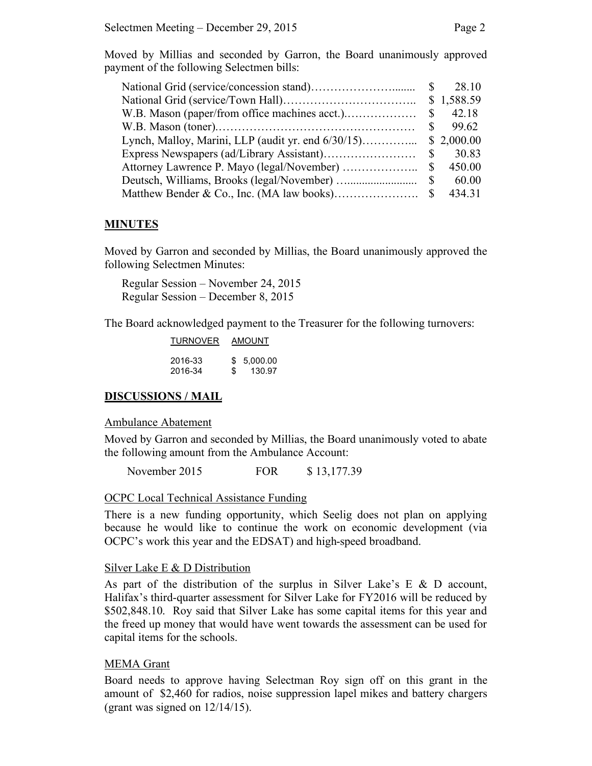Moved by Millias and seconded by Garron, the Board unanimously approved payment of the following Selectmen bills:

| | |
|---|---|
| National Grid (service/concession stand) | $ 28.10 |
| National Grid (service/Town Hall) | $ 1,588.59 |
| W.B. Mason (paper/from office machines acct.) | $ 42.18 |
| W.B. Mason (toner) | $ 99.62 |
| Lynch, Malloy, Marini, LLP (audit yr. end 6/30/15) | $ 2,000.00 |
| Express Newspapers (ad/Library Assistant) | $ 30.83 |
| Attorney Lawrence P. Mayo (legal/November) | $ 450.00 |
| Deutsch, Williams, Brooks (legal/November) | $ 60.00 |
| Matthew Bender & Co., Inc. (MA law books) | $ 434.31 |

## MINUTES

Moved by Garron and seconded by Millias, the Board unanimously approved the following Selectmen Minutes:

Regular Session – November 24, 2015
Regular Session – December 8, 2015

The Board acknowledged payment to the Treasurer for the following turnovers:

| TURNOVER | AMOUNT |
|---|---|
| 2016-33 | $ 5,000.00 |
| 2016-34 | $ 130.97 |

## DISCUSSIONS / MAIL

### Ambulance Abatement

Moved by Garron and seconded by Millias, the Board unanimously voted to abate the following amount from the Ambulance Account:

November 2015 FOR $ 13,177.39

### OCPC Local Technical Assistance Funding

There is a new funding opportunity, which Seelig does not plan on applying because he would like to continue the work on economic development (via OCPC's work this year and the EDSAT) and high-speed broadband.

### Silver Lake E & D Distribution

As part of the distribution of the surplus in Silver Lake's E & D account, Halifax's third-quarter assessment for Silver Lake for FY2016 will be reduced by $502,848.10. Roy said that Silver Lake has some capital items for this year and the freed up money that would have went towards the assessment can be used for capital items for the schools.

### MEMA Grant

Board needs to approve having Selectman Roy sign off on this grant in the amount of $2,460 for radios, noise suppression lapel mikes and battery chargers (grant was signed on 12/14/15).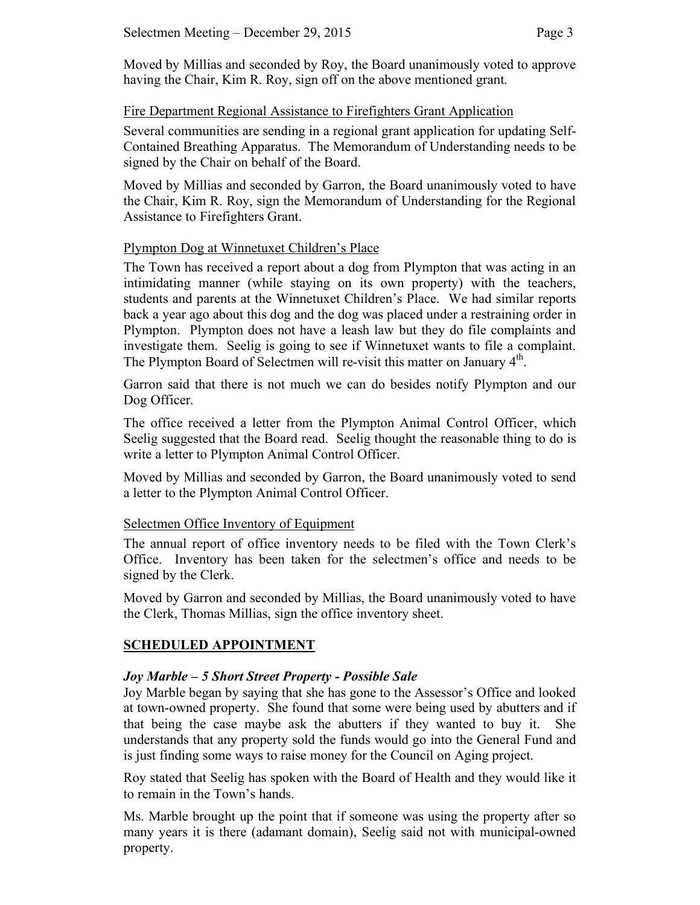Moved by Millias and seconded by Roy, the Board unanimously voted to approve having the Chair, Kim R. Roy, sign off on the above mentioned grant.

Fire Department Regional Assistance to Firefighters Grant Application

Several communities are sending in a regional grant application for updating Self-Contained Breathing Apparatus. The Memorandum of Understanding needs to be signed by the Chair on behalf of the Board.

Moved by Millias and seconded by Garron, the Board unanimously voted to have the Chair, Kim R. Roy, sign the Memorandum of Understanding for the Regional Assistance to Firefighters Grant.

Plympton Dog at Winnetuxet Children's Place

The Town has received a report about a dog from Plympton that was acting in an intimidating manner (while staying on its own property) with the teachers, students and parents at the Winnetuxet Children's Place. We had similar reports back a year ago about this dog and the dog was placed under a restraining order in Plympton. Plympton does not have a leash law but they do file complaints and investigate them. Seelig is going to see if Winnetuxet wants to file a complaint. The Plympton Board of Selectmen will re-visit this matter on January 4th.

Garron said that there is not much we can do besides notify Plympton and our Dog Officer.

The office received a letter from the Plympton Animal Control Officer, which Seelig suggested that the Board read. Seelig thought the reasonable thing to do is write a letter to Plympton Animal Control Officer.

Moved by Millias and seconded by Garron, the Board unanimously voted to send a letter to the Plympton Animal Control Officer.

Selectmen Office Inventory of Equipment

The annual report of office inventory needs to be filed with the Town Clerk's Office. Inventory has been taken for the selectmen's office and needs to be signed by the Clerk.

Moved by Garron and seconded by Millias, the Board unanimously voted to have the Clerk, Thomas Millias, sign the office inventory sheet.

## SCHEDULED APPOINTMENT

***Joy Marble – 5 Short Street Property - Possible Sale***

Joy Marble began by saying that she has gone to the Assessor's Office and looked at town-owned property. She found that some were being used by abutters and if that being the case maybe ask the abutters if they wanted to buy it. She understands that any property sold the funds would go into the General Fund and is just finding some ways to raise money for the Council on Aging project.

Roy stated that Seelig has spoken with the Board of Health and they would like it to remain in the Town's hands.

Ms. Marble brought up the point that if someone was using the property after so many years it is there (adamant domain), Seelig said not with municipal-owned property.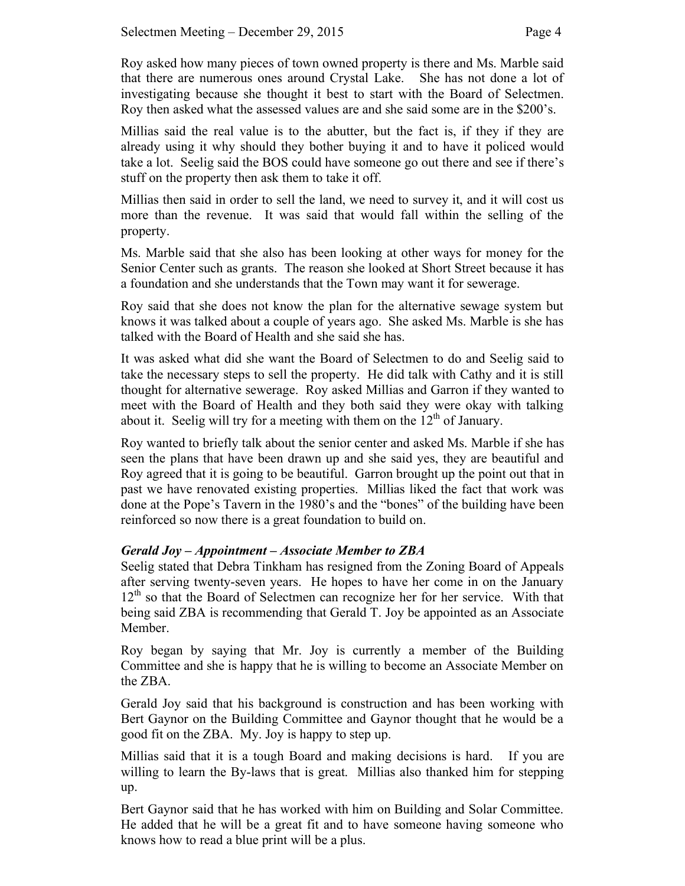Roy asked how many pieces of town owned property is there and Ms. Marble said that there are numerous ones around Crystal Lake. She has not done a lot of investigating because she thought it best to start with the Board of Selectmen. Roy then asked what the assessed values are and she said some are in the $200's.

Millias said the real value is to the abutter, but the fact is, if they if they are already using it why should they bother buying it and to have it policed would take a lot. Seelig said the BOS could have someone go out there and see if there's stuff on the property then ask them to take it off.

Millias then said in order to sell the land, we need to survey it, and it will cost us more than the revenue. It was said that would fall within the selling of the property.

Ms. Marble said that she also has been looking at other ways for money for the Senior Center such as grants. The reason she looked at Short Street because it has a foundation and she understands that the Town may want it for sewerage.

Roy said that she does not know the plan for the alternative sewage system but knows it was talked about a couple of years ago. She asked Ms. Marble is she has talked with the Board of Health and she said she has.

It was asked what did she want the Board of Selectmen to do and Seelig said to take the necessary steps to sell the property. He did talk with Cathy and it is still thought for alternative sewerage. Roy asked Millias and Garron if they wanted to meet with the Board of Health and they both said they were okay with talking about it. Seelig will try for a meeting with them on the 12th of January.

Roy wanted to briefly talk about the senior center and asked Ms. Marble if she has seen the plans that have been drawn up and she said yes, they are beautiful and Roy agreed that it is going to be beautiful. Garron brought up the point out that in past we have renovated existing properties. Millias liked the fact that work was done at the Pope's Tavern in the 1980's and the "bones" of the building have been reinforced so now there is a great foundation to build on.

### *Gerald Joy – Appointment – Associate Member to ZBA*

Seelig stated that Debra Tinkham has resigned from the Zoning Board of Appeals after serving twenty-seven years. He hopes to have her come in on the January 12th so that the Board of Selectmen can recognize her for her service. With that being said ZBA is recommending that Gerald T. Joy be appointed as an Associate Member.

Roy began by saying that Mr. Joy is currently a member of the Building Committee and she is happy that he is willing to become an Associate Member on the ZBA.

Gerald Joy said that his background is construction and has been working with Bert Gaynor on the Building Committee and Gaynor thought that he would be a good fit on the ZBA. My. Joy is happy to step up.

Millias said that it is a tough Board and making decisions is hard. If you are willing to learn the By-laws that is great. Millias also thanked him for stepping up.

Bert Gaynor said that he has worked with him on Building and Solar Committee. He added that he will be a great fit and to have someone having someone who knows how to read a blue print will be a plus.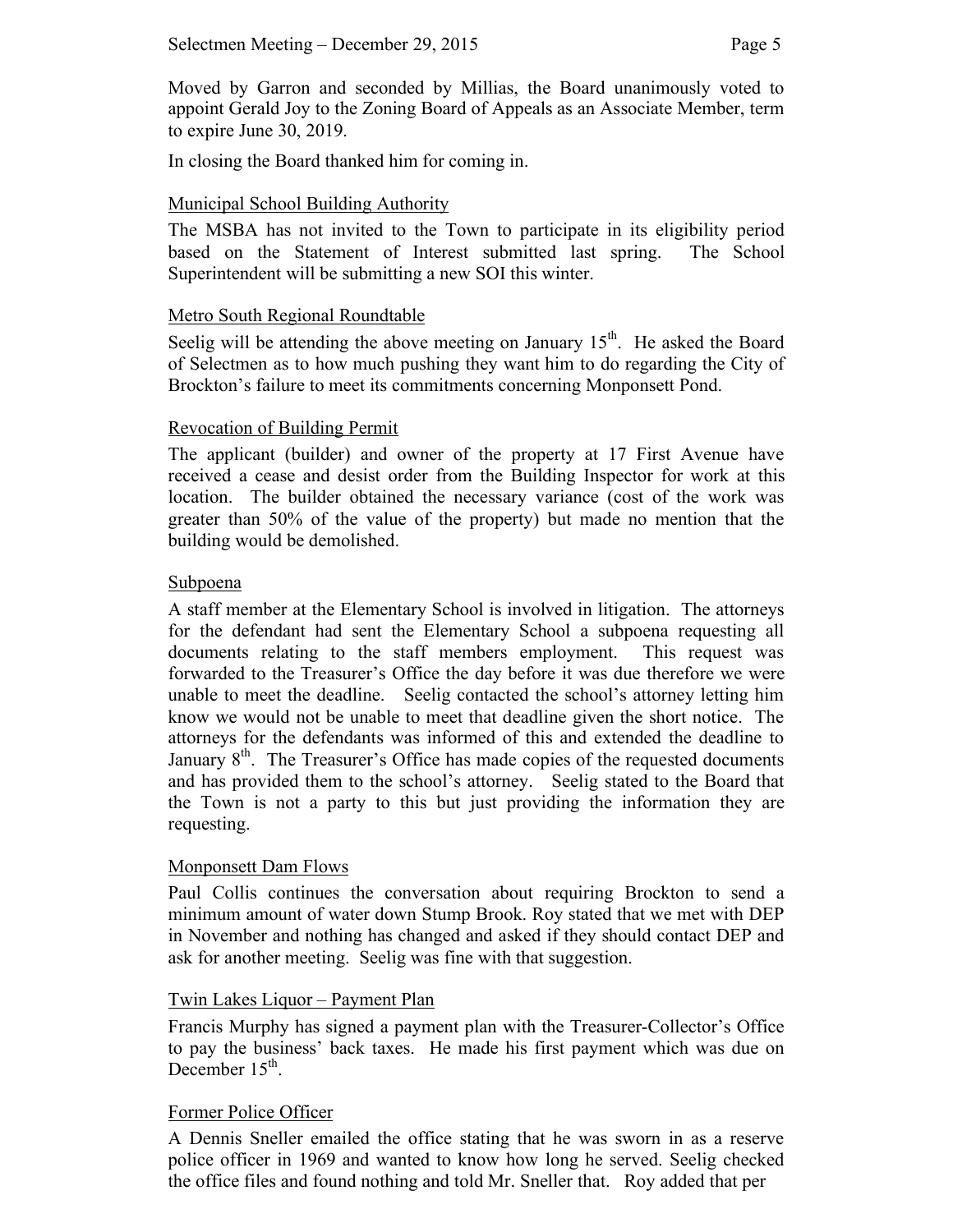Moved by Garron and seconded by Millias, the Board unanimously voted to appoint Gerald Joy to the Zoning Board of Appeals as an Associate Member, term to expire June 30, 2019.

In closing the Board thanked him for coming in.

Municipal School Building Authority

The MSBA has not invited to the Town to participate in its eligibility period based on the Statement of Interest submitted last spring. The School Superintendent will be submitting a new SOI this winter.

Metro South Regional Roundtable

Seelig will be attending the above meeting on January 15th. He asked the Board of Selectmen as to how much pushing they want him to do regarding the City of Brockton's failure to meet its commitments concerning Monponsett Pond.

Revocation of Building Permit

The applicant (builder) and owner of the property at 17 First Avenue have received a cease and desist order from the Building Inspector for work at this location. The builder obtained the necessary variance (cost of the work was greater than 50% of the value of the property) but made no mention that the building would be demolished.

Subpoena

A staff member at the Elementary School is involved in litigation. The attorneys for the defendant had sent the Elementary School a subpoena requesting all documents relating to the staff members employment. This request was forwarded to the Treasurer's Office the day before it was due therefore we were unable to meet the deadline. Seelig contacted the school's attorney letting him know we would not be unable to meet that deadline given the short notice. The attorneys for the defendants was informed of this and extended the deadline to January 8th. The Treasurer's Office has made copies of the requested documents and has provided them to the school's attorney. Seelig stated to the Board that the Town is not a party to this but just providing the information they are requesting.

Monponsett Dam Flows

Paul Collis continues the conversation about requiring Brockton to send a minimum amount of water down Stump Brook. Roy stated that we met with DEP in November and nothing has changed and asked if they should contact DEP and ask for another meeting. Seelig was fine with that suggestion.

Twin Lakes Liquor – Payment Plan

Francis Murphy has signed a payment plan with the Treasurer-Collector's Office to pay the business' back taxes. He made his first payment which was due on December 15th.

Former Police Officer

A Dennis Sneller emailed the office stating that he was sworn in as a reserve police officer in 1969 and wanted to know how long he served. Seelig checked the office files and found nothing and told Mr. Sneller that. Roy added that per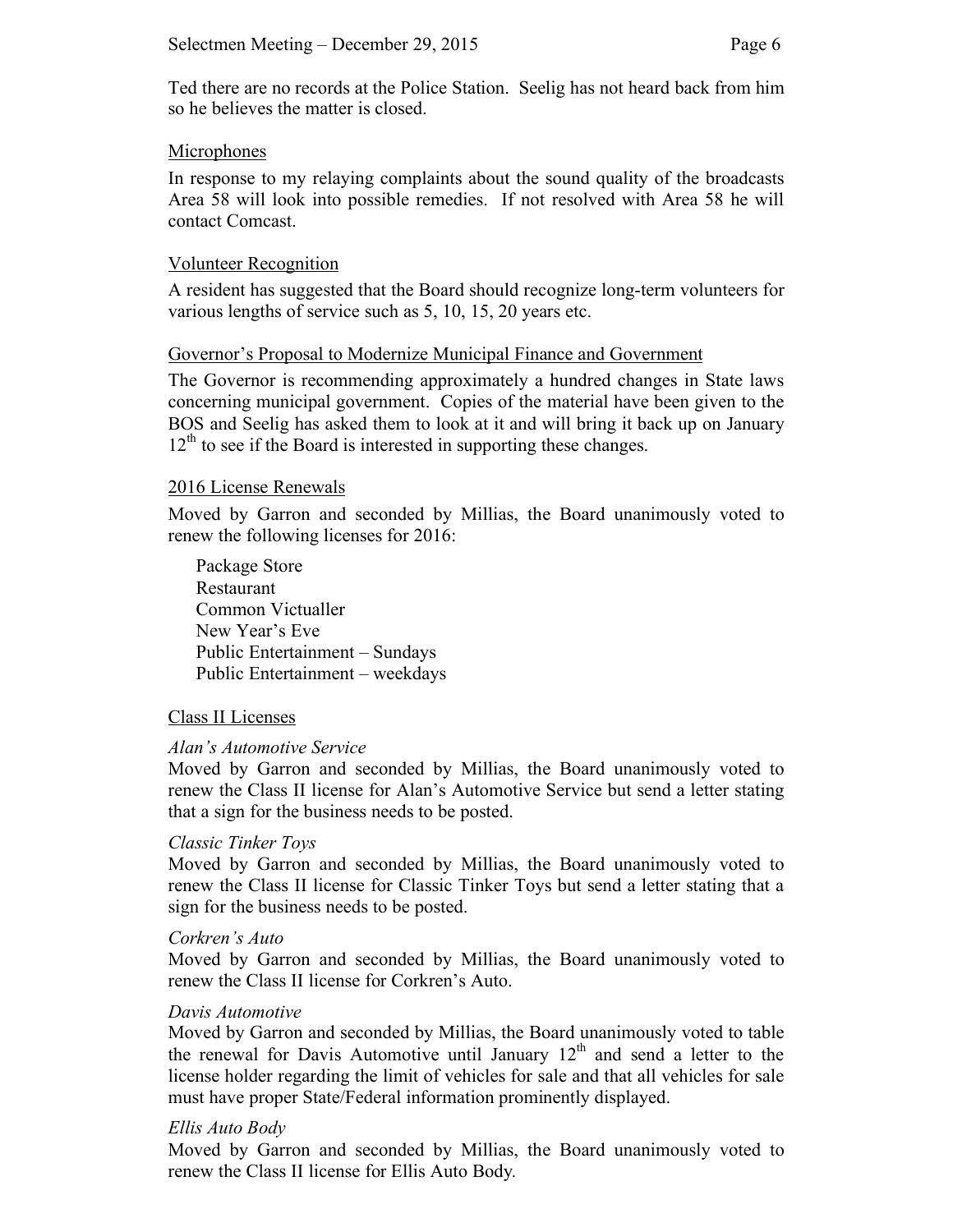Ted there are no records at the Police Station. Seelig has not heard back from him so he believes the matter is closed.

## Microphones

In response to my relaying complaints about the sound quality of the broadcasts Area 58 will look into possible remedies. If not resolved with Area 58 he will contact Comcast.

## Volunteer Recognition

A resident has suggested that the Board should recognize long-term volunteers for various lengths of service such as 5, 10, 15, 20 years etc.

## Governor's Proposal to Modernize Municipal Finance and Government

The Governor is recommending approximately a hundred changes in State laws concerning municipal government. Copies of the material have been given to the BOS and Seelig has asked them to look at it and will bring it back up on January 12th to see if the Board is interested in supporting these changes.

## 2016 License Renewals

Moved by Garron and seconded by Millias, the Board unanimously voted to renew the following licenses for 2016:

- Package Store
- Restaurant
- Common Victualler
- New Year's Eve
- Public Entertainment – Sundays
- Public Entertainment – weekdays

## Class II Licenses

*Alan's Automotive Service*

Moved by Garron and seconded by Millias, the Board unanimously voted to renew the Class II license for Alan's Automotive Service but send a letter stating that a sign for the business needs to be posted.

*Classic Tinker Toys*

Moved by Garron and seconded by Millias, the Board unanimously voted to renew the Class II license for Classic Tinker Toys but send a letter stating that a sign for the business needs to be posted.

*Corkren's Auto*

Moved by Garron and seconded by Millias, the Board unanimously voted to renew the Class II license for Corkren's Auto.

*Davis Automotive*

Moved by Garron and seconded by Millias, the Board unanimously voted to table the renewal for Davis Automotive until January 12th and send a letter to the license holder regarding the limit of vehicles for sale and that all vehicles for sale must have proper State/Federal information prominently displayed.

*Ellis Auto Body*

Moved by Garron and seconded by Millias, the Board unanimously voted to renew the Class II license for Ellis Auto Body.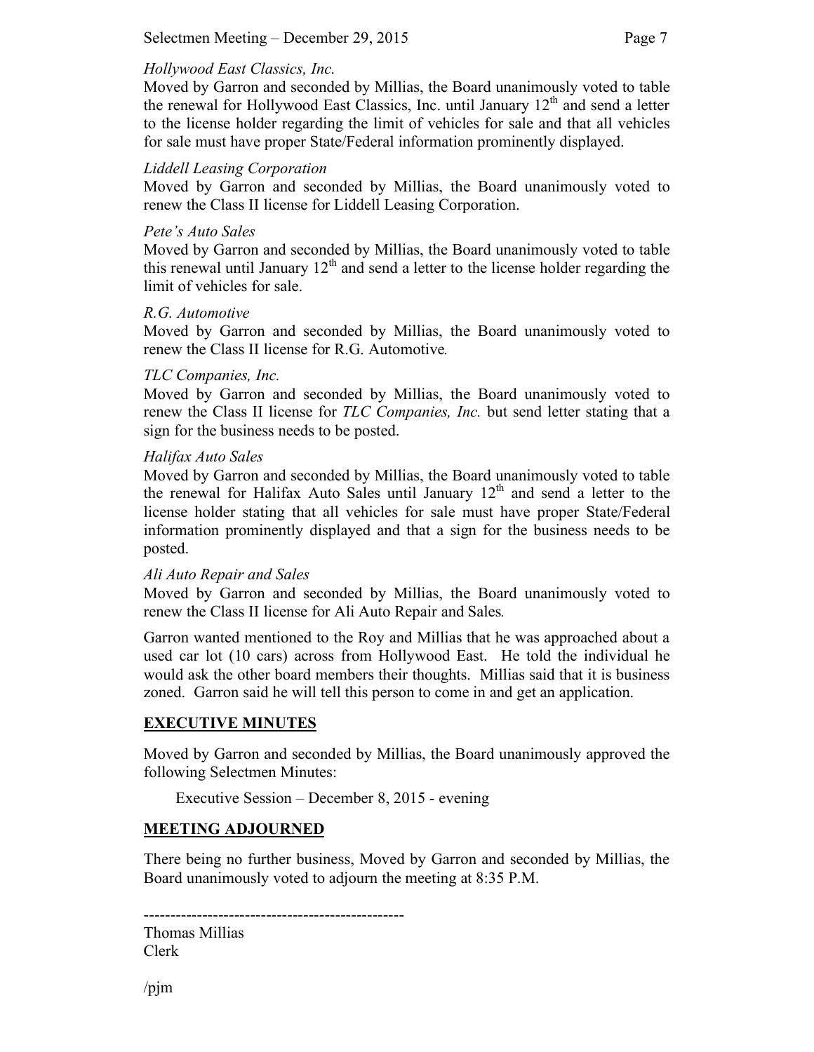*Hollywood East Classics, Inc.*

Moved by Garron and seconded by Millias, the Board unanimously voted to table the renewal for Hollywood East Classics, Inc. until January 12th and send a letter to the license holder regarding the limit of vehicles for sale and that all vehicles for sale must have proper State/Federal information prominently displayed.

*Liddell Leasing Corporation*

Moved by Garron and seconded by Millias, the Board unanimously voted to renew the Class II license for Liddell Leasing Corporation.

*Pete's Auto Sales*

Moved by Garron and seconded by Millias, the Board unanimously voted to table this renewal until January 12th and send a letter to the license holder regarding the limit of vehicles for sale.

*R.G. Automotive*

Moved by Garron and seconded by Millias, the Board unanimously voted to renew the Class II license for R.G. Automotive.

*TLC Companies, Inc.*

Moved by Garron and seconded by Millias, the Board unanimously voted to renew the Class II license for *TLC Companies, Inc.* but send letter stating that a sign for the business needs to be posted.

*Halifax Auto Sales*

Moved by Garron and seconded by Millias, the Board unanimously voted to table the renewal for Halifax Auto Sales until January 12th and send a letter to the license holder stating that all vehicles for sale must have proper State/Federal information prominently displayed and that a sign for the business needs to be posted.

*Ali Auto Repair and Sales*

Moved by Garron and seconded by Millias, the Board unanimously voted to renew the Class II license for Ali Auto Repair and Sales.

Garron wanted mentioned to the Roy and Millias that he was approached about a used car lot (10 cars) across from Hollywood East. He told the individual he would ask the other board members their thoughts. Millias said that it is business zoned. Garron said he will tell this person to come in and get an application.

## EXECUTIVE MINUTES

Moved by Garron and seconded by Millias, the Board unanimously approved the following Selectmen Minutes:

Executive Session – December 8, 2015 - evening

## MEETING ADJOURNED

There being no further business, Moved by Garron and seconded by Millias, the Board unanimously voted to adjourn the meeting at 8:35 P.M.

-------------------------------------------------

Thomas Millias
Clerk

/pjm